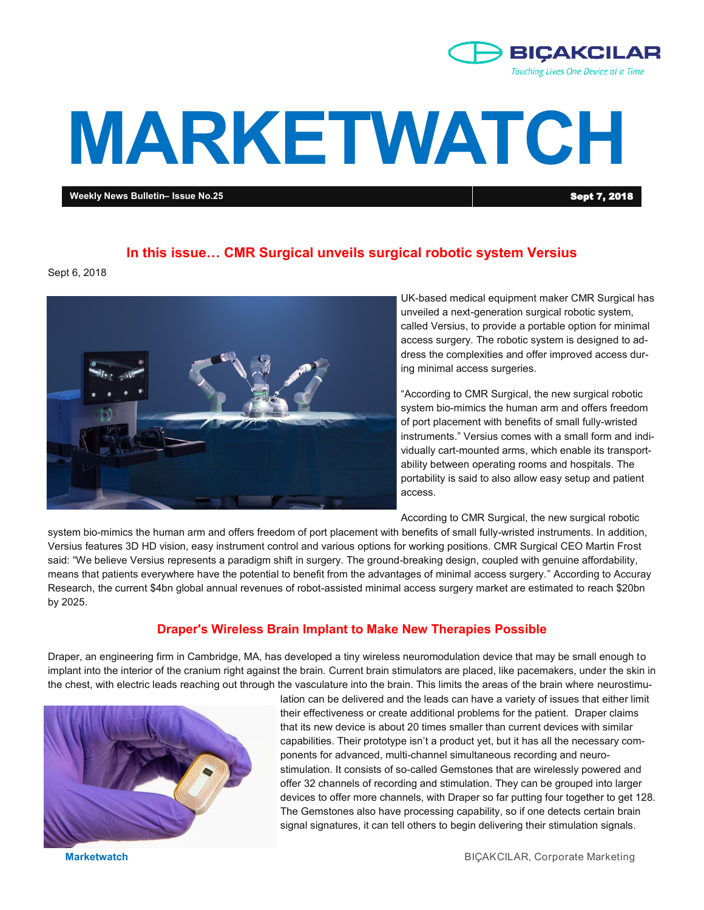BIÇAKCILAR

*Touching Lives One Device at a Time*

# MARKETWATCH

**Weekly News Bulletin– Issue No.25** | **Sept 7, 2018**

## In this issue… CMR Surgical unveils surgical robotic system Versius

Sept 6, 2018

UK-based medical equipment maker CMR Surgical has unveiled a next-generation surgical robotic system, called Versius, to provide a portable option for minimal access surgery. The robotic system is designed to address the complexities and offer improved access during minimal access surgeries.

"According to CMR Surgical, the new surgical robotic system bio-mimics the human arm and offers freedom of port placement with benefits of small fully-wristed instruments." Versius comes with a small form and individually cart-mounted arms, which enable its transportability between operating rooms and hospitals. The portability is said to also allow easy setup and patient access.

According to CMR Surgical, the new surgical robotic system bio-mimics the human arm and offers freedom of port placement with benefits of small fully-wristed instruments. In addition, Versius features 3D HD vision, easy instrument control and various options for working positions. CMR Surgical CEO Martin Frost said: "We believe Versius represents a paradigm shift in surgery. The ground-breaking design, coupled with genuine affordability, means that patients everywhere have the potential to benefit from the advantages of minimal access surgery." According to Accuray Research, the current $4bn global annual revenues of robot-assisted minimal access surgery market are estimated to reach $20bn by 2025.

## Draper's Wireless Brain Implant to Make New Therapies Possible

Draper, an engineering firm in Cambridge, MA, has developed a tiny wireless neuromodulation device that may be small enough to implant into the interior of the cranium right against the brain. Current brain stimulators are placed, like pacemakers, under the skin in the chest, with electric leads reaching out through the vasculature into the brain. This limits the areas of the brain where neurostimulation can be delivered and the leads can have a variety of issues that either limit their effectiveness or create additional problems for the patient. Draper claims that its new device is about 20 times smaller than current devices with similar capabilities. Their prototype isn't a product yet, but it has all the necessary components for advanced, multi-channel simultaneous recording and neurostimulation. It consists of so-called Gemstones that are wirelessly powered and offer 32 channels of recording and stimulation. They can be grouped into larger devices to offer more channels, with Draper so far putting four together to get 128. The Gemstones also have processing capability, so if one detects certain brain signal signatures, it can tell others to begin delivering their stimulation signals.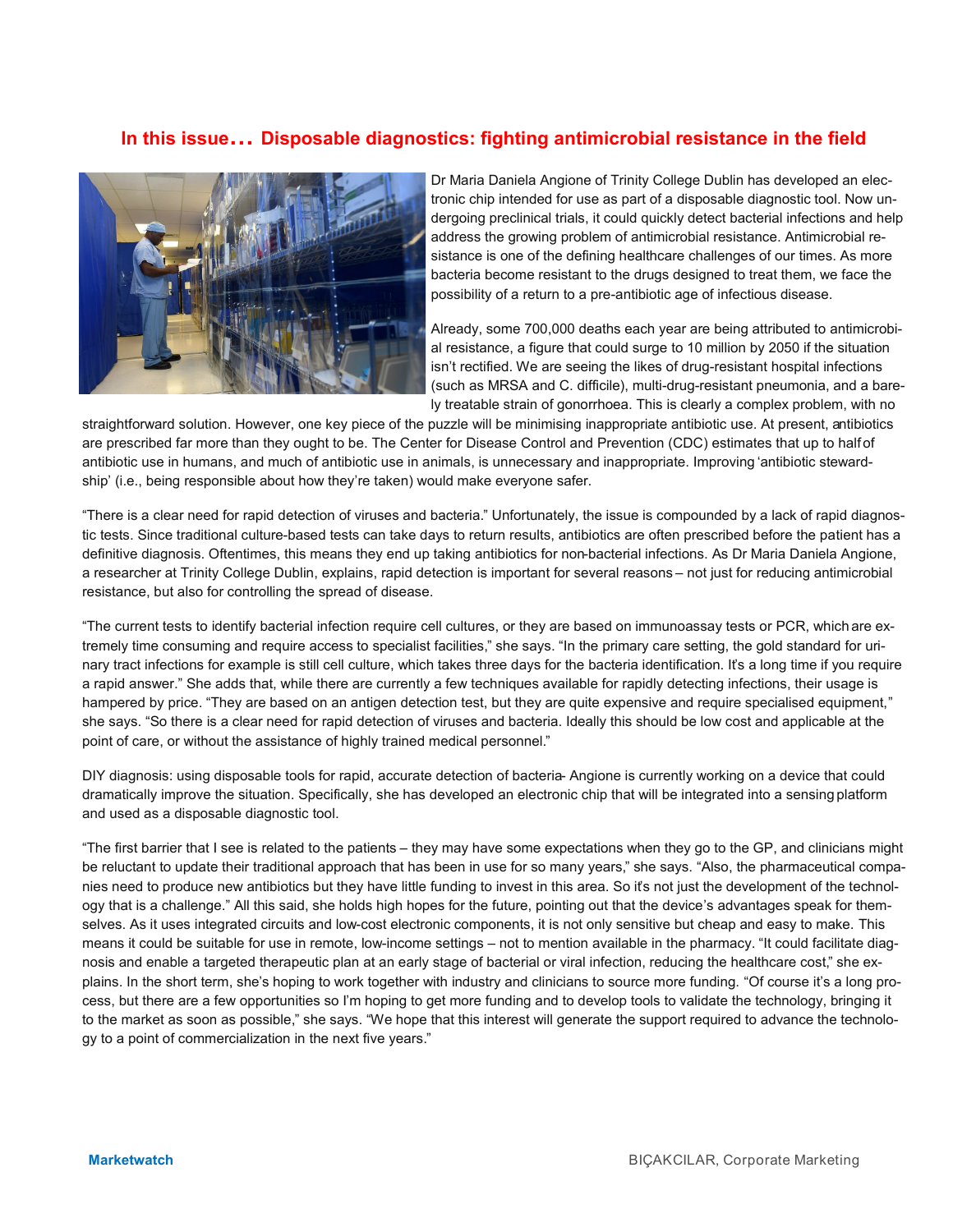## In this issue… Disposable diagnostics: fighting antimicrobial resistance in the field

Dr Maria Daniela Angione of Trinity College Dublin has developed an electronic chip intended for use as part of a disposable diagnostic tool. Now undergoing preclinical trials, it could quickly detect bacterial infections and help address the growing problem of antimicrobial resistance. Antimicrobial resistance is one of the defining healthcare challenges of our times. As more bacteria become resistant to the drugs designed to treat them, we face the possibility of a return to a pre-antibiotic age of infectious disease.

Already, some 700,000 deaths each year are being attributed to antimicrobial resistance, a figure that could surge to 10 million by 2050 if the situation isn't rectified. We are seeing the likes of drug-resistant hospital infections (such as MRSA and C. difficile), multi-drug-resistant pneumonia, and a barely treatable strain of gonorrhoea. This is clearly a complex problem, with no straightforward solution. However, one key piece of the puzzle will be minimising inappropriate antibiotic use. At present, antibiotics are prescribed far more than they ought to be. The Center for Disease Control and Prevention (CDC) estimates that up to half of antibiotic use in humans, and much of antibiotic use in animals, is unnecessary and inappropriate. Improving 'antibiotic stewardship' (i.e., being responsible about how they're taken) would make everyone safer.

"There is a clear need for rapid detection of viruses and bacteria." Unfortunately, the issue is compounded by a lack of rapid diagnostic tests. Since traditional culture-based tests can take days to return results, antibiotics are often prescribed before the patient has a definitive diagnosis. Oftentimes, this means they end up taking antibiotics for non-bacterial infections. As Dr Maria Daniela Angione, a researcher at Trinity College Dublin, explains, rapid detection is important for several reasons – not just for reducing antimicrobial resistance, but also for controlling the spread of disease.

"The current tests to identify bacterial infection require cell cultures, or they are based on immunoassay tests or PCR, which are extremely time consuming and require access to specialist facilities," she says. "In the primary care setting, the gold standard for urinary tract infections for example is still cell culture, which takes three days for the bacteria identification. It's a long time if you require a rapid answer." She adds that, while there are currently a few techniques available for rapidly detecting infections, their usage is hampered by price. "They are based on an antigen detection test, but they are quite expensive and require specialised equipment," she says. "So there is a clear need for rapid detection of viruses and bacteria. Ideally this should be low cost and applicable at the point of care, or without the assistance of highly trained medical personnel."

DIY diagnosis: using disposable tools for rapid, accurate detection of bacteria- Angione is currently working on a device that could dramatically improve the situation. Specifically, she has developed an electronic chip that will be integrated into a sensing platform and used as a disposable diagnostic tool.

"The first barrier that I see is related to the patients – they may have some expectations when they go to the GP, and clinicians might be reluctant to update their traditional approach that has been in use for so many years," she says. "Also, the pharmaceutical companies need to produce new antibiotics but they have little funding to invest in this area. So it's not just the development of the technology that is a challenge." All this said, she holds high hopes for the future, pointing out that the device's advantages speak for themselves. As it uses integrated circuits and low-cost electronic components, it is not only sensitive but cheap and easy to make. This means it could be suitable for use in remote, low-income settings – not to mention available in the pharmacy. "It could facilitate diagnosis and enable a targeted therapeutic plan at an early stage of bacterial or viral infection, reducing the healthcare cost," she explains. In the short term, she's hoping to work together with industry and clinicians to source more funding. "Of course it's a long process, but there are a few opportunities so I'm hoping to get more funding and to develop tools to validate the technology, bringing it to the market as soon as possible," she says. "We hope that this interest will generate the support required to advance the technology to a point of commercialization in the next five years."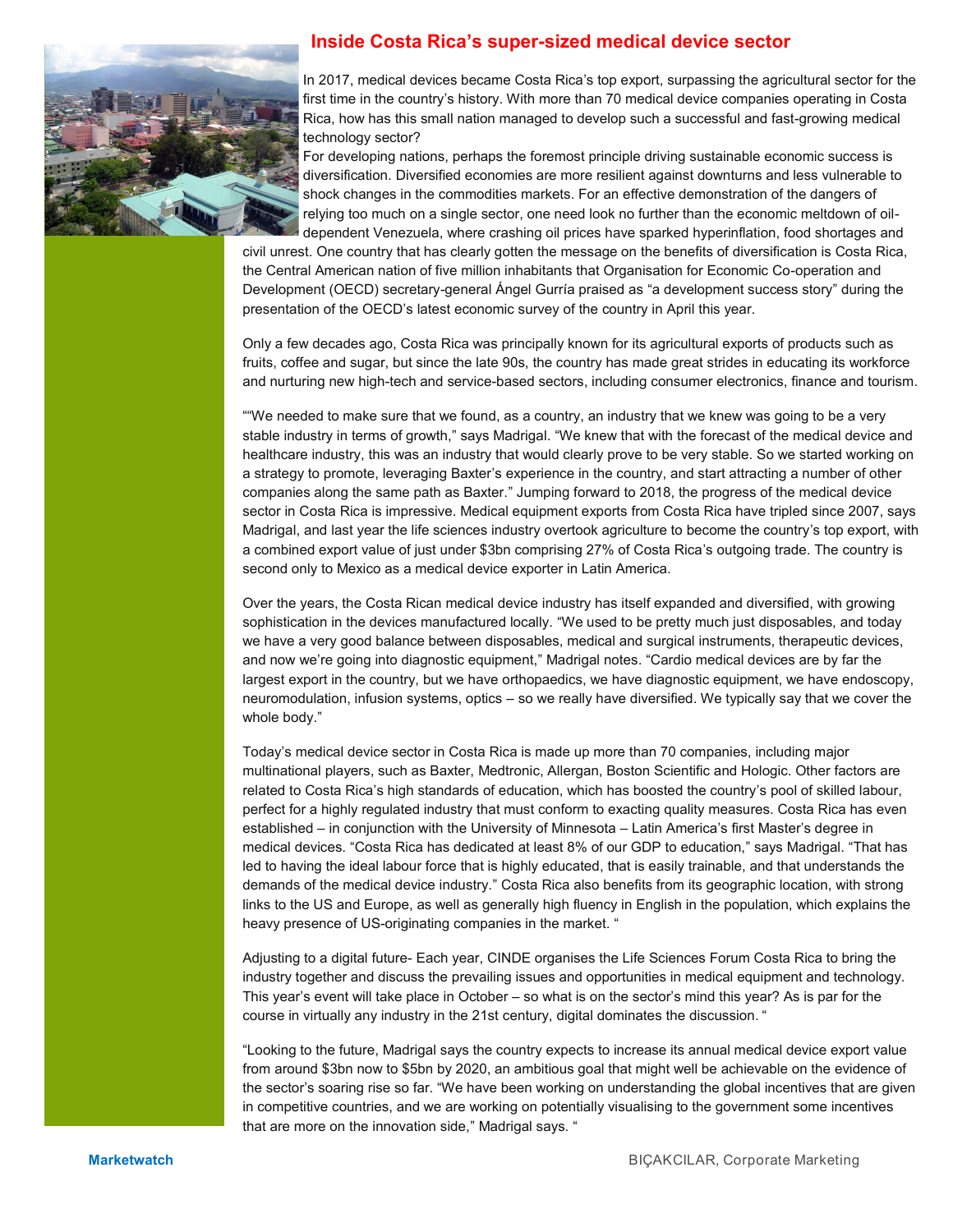# Inside Costa Rica's super-sized medical device sector

In 2017, medical devices became Costa Rica's top export, surpassing the agricultural sector for the first time in the country's history. With more than 70 medical device companies operating in Costa Rica, how has this small nation managed to develop such a successful and fast-growing medical technology sector?

For developing nations, perhaps the foremost principle driving sustainable economic success is diversification. Diversified economies are more resilient against downturns and less vulnerable to shock changes in the commodities markets. For an effective demonstration of the dangers of relying too much on a single sector, one need look no further than the economic meltdown of oil-dependent Venezuela, where crashing oil prices have sparked hyperinflation, food shortages and civil unrest. One country that has clearly gotten the message on the benefits of diversification is Costa Rica, the Central American nation of five million inhabitants that Organisation for Economic Co-operation and Development (OECD) secretary-general Ángel Gurría praised as "a development success story" during the presentation of the OECD's latest economic survey of the country in April this year.

Only a few decades ago, Costa Rica was principally known for its agricultural exports of products such as fruits, coffee and sugar, but since the late 90s, the country has made great strides in educating its workforce and nurturing new high-tech and service-based sectors, including consumer electronics, finance and tourism.

""We needed to make sure that we found, as a country, an industry that we knew was going to be a very stable industry in terms of growth," says Madrigal. "We knew that with the forecast of the medical device and healthcare industry, this was an industry that would clearly prove to be very stable. So we started working on a strategy to promote, leveraging Baxter's experience in the country, and start attracting a number of other companies along the same path as Baxter." Jumping forward to 2018, the progress of the medical device sector in Costa Rica is impressive. Medical equipment exports from Costa Rica have tripled since 2007, says Madrigal, and last year the life sciences industry overtook agriculture to become the country's top export, with a combined export value of just under $3bn comprising 27% of Costa Rica's outgoing trade. The country is second only to Mexico as a medical device exporter in Latin America.

Over the years, the Costa Rican medical device industry has itself expanded and diversified, with growing sophistication in the devices manufactured locally. "We used to be pretty much just disposables, and today we have a very good balance between disposables, medical and surgical instruments, therapeutic devices, and now we're going into diagnostic equipment," Madrigal notes. "Cardio medical devices are by far the largest export in the country, but we have orthopaedics, we have diagnostic equipment, we have endoscopy, neuromodulation, infusion systems, optics – so we really have diversified. We typically say that we cover the whole body."

Today's medical device sector in Costa Rica is made up more than 70 companies, including major multinational players, such as Baxter, Medtronic, Allergan, Boston Scientific and Hologic. Other factors are related to Costa Rica's high standards of education, which has boosted the country's pool of skilled labour, perfect for a highly regulated industry that must conform to exacting quality measures. Costa Rica has even established – in conjunction with the University of Minnesota – Latin America's first Master's degree in medical devices. "Costa Rica has dedicated at least 8% of our GDP to education," says Madrigal. "That has led to having the ideal labour force that is highly educated, that is easily trainable, and that understands the demands of the medical device industry." Costa Rica also benefits from its geographic location, with strong links to the US and Europe, as well as generally high fluency in English in the population, which explains the heavy presence of US-originating companies in the market. "

Adjusting to a digital future- Each year, CINDE organises the Life Sciences Forum Costa Rica to bring the industry together and discuss the prevailing issues and opportunities in medical equipment and technology. This year's event will take place in October – so what is on the sector's mind this year? As is par for the course in virtually any industry in the 21st century, digital dominates the discussion. "

"Looking to the future, Madrigal says the country expects to increase its annual medical device export value from around $3bn now to $5bn by 2020, an ambitious goal that might well be achievable on the evidence of the sector's soaring rise so far. "We have been working on understanding the global incentives that are given in competitive countries, and we are working on potentially visualising to the government some incentives that are more on the innovation side," Madrigal says. "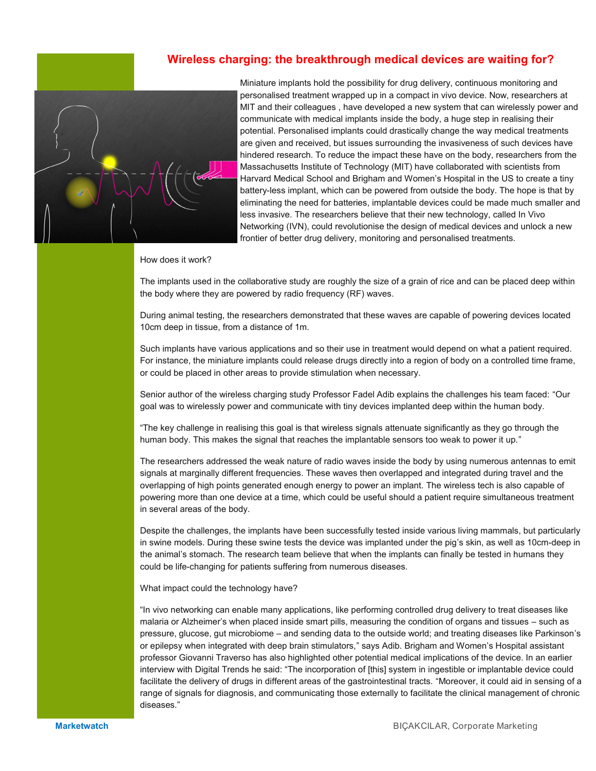## Wireless charging: the breakthrough medical devices are waiting for?

Miniature implants hold the possibility for drug delivery, continuous monitoring and personalised treatment wrapped up in a compact in vivo device. Now, researchers at MIT and their colleagues , have developed a new system that can wirelessly power and communicate with medical implants inside the body, a huge step in realising their potential. Personalised implants could drastically change the way medical treatments are given and received, but issues surrounding the invasiveness of such devices have hindered research. To reduce the impact these have on the body, researchers from the Massachusetts Institute of Technology (MIT) have collaborated with scientists from Harvard Medical School and Brigham and Women's Hospital in the US to create a tiny battery-less implant, which can be powered from outside the body. The hope is that by eliminating the need for batteries, implantable devices could be made much smaller and less invasive. The researchers believe that their new technology, called In Vivo Networking (IVN), could revolutionise the design of medical devices and unlock a new frontier of better drug delivery, monitoring and personalised treatments.

How does it work?

The implants used in the collaborative study are roughly the size of a grain of rice and can be placed deep within the body where they are powered by radio frequency (RF) waves.

During animal testing, the researchers demonstrated that these waves are capable of powering devices located 10cm deep in tissue, from a distance of 1m.

Such implants have various applications and so their use in treatment would depend on what a patient required. For instance, the miniature implants could release drugs directly into a region of body on a controlled time frame, or could be placed in other areas to provide stimulation when necessary.

Senior author of the wireless charging study Professor Fadel Adib explains the challenges his team faced: "Our goal was to wirelessly power and communicate with tiny devices implanted deep within the human body.

"The key challenge in realising this goal is that wireless signals attenuate significantly as they go through the human body. This makes the signal that reaches the implantable sensors too weak to power it up."

The researchers addressed the weak nature of radio waves inside the body by using numerous antennas to emit signals at marginally different frequencies. These waves then overlapped and integrated during travel and the overlapping of high points generated enough energy to power an implant. The wireless tech is also capable of powering more than one device at a time, which could be useful should a patient require simultaneous treatment in several areas of the body.

Despite the challenges, the implants have been successfully tested inside various living mammals, but particularly in swine models. During these swine tests the device was implanted under the pig's skin, as well as 10cm-deep in the animal's stomach. The research team believe that when the implants can finally be tested in humans they could be life-changing for patients suffering from numerous diseases.

What impact could the technology have?

"In vivo networking can enable many applications, like performing controlled drug delivery to treat diseases like malaria or Alzheimer's when placed inside smart pills, measuring the condition of organs and tissues – such as pressure, glucose, gut microbiome – and sending data to the outside world; and treating diseases like Parkinson's or epilepsy when integrated with deep brain stimulators," says Adib. Brigham and Women's Hospital assistant professor Giovanni Traverso has also highlighted other potential medical implications of the device. In an earlier interview with Digital Trends he said: "The incorporation of [this] system in ingestible or implantable device could facilitate the delivery of drugs in different areas of the gastrointestinal tracts. "Moreover, it could aid in sensing of a range of signals for diagnosis, and communicating those externally to facilitate the clinical management of chronic diseases."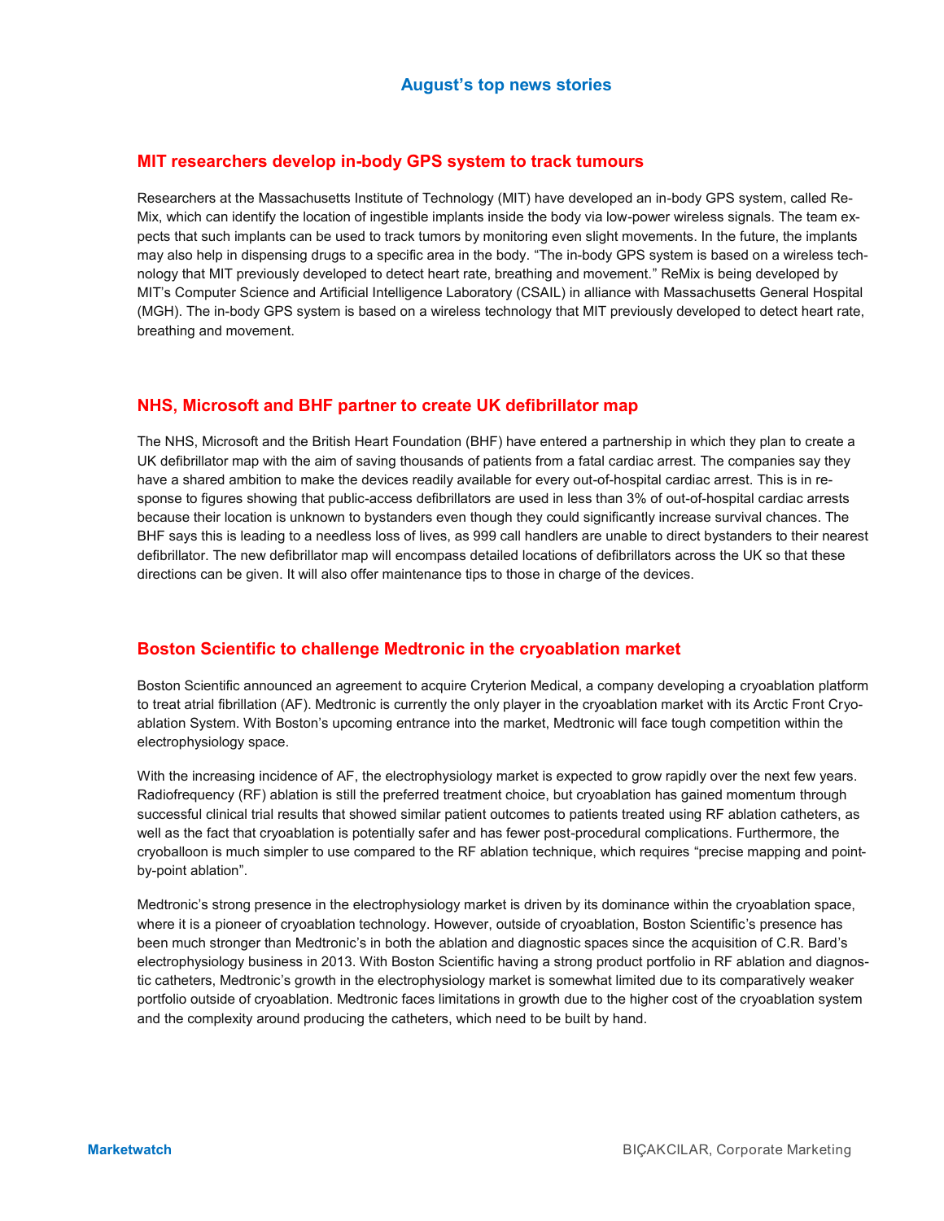## August's top news stories

### MIT researchers develop in-body GPS system to track tumours

Researchers at the Massachusetts Institute of Technology (MIT) have developed an in-body GPS system, called ReMix, which can identify the location of ingestible implants inside the body via low-power wireless signals. The team expects that such implants can be used to track tumors by monitoring even slight movements. In the future, the implants may also help in dispensing drugs to a specific area in the body. "The in-body GPS system is based on a wireless technology that MIT previously developed to detect heart rate, breathing and movement." ReMix is being developed by MIT's Computer Science and Artificial Intelligence Laboratory (CSAIL) in alliance with Massachusetts General Hospital (MGH). The in-body GPS system is based on a wireless technology that MIT previously developed to detect heart rate, breathing and movement.

### NHS, Microsoft and BHF partner to create UK defibrillator map

The NHS, Microsoft and the British Heart Foundation (BHF) have entered a partnership in which they plan to create a UK defibrillator map with the aim of saving thousands of patients from a fatal cardiac arrest. The companies say they have a shared ambition to make the devices readily available for every out-of-hospital cardiac arrest. This is in response to figures showing that public-access defibrillators are used in less than 3% of out-of-hospital cardiac arrests because their location is unknown to bystanders even though they could significantly increase survival chances. The BHF says this is leading to a needless loss of lives, as 999 call handlers are unable to direct bystanders to their nearest defibrillator. The new defibrillator map will encompass detailed locations of defibrillators across the UK so that these directions can be given. It will also offer maintenance tips to those in charge of the devices.

### Boston Scientific to challenge Medtronic in the cryoablation market

Boston Scientific announced an agreement to acquire Cryterion Medical, a company developing a cryoablation platform to treat atrial fibrillation (AF). Medtronic is currently the only player in the cryoablation market with its Arctic Front Cryoablation System. With Boston's upcoming entrance into the market, Medtronic will face tough competition within the electrophysiology space.

With the increasing incidence of AF, the electrophysiology market is expected to grow rapidly over the next few years. Radiofrequency (RF) ablation is still the preferred treatment choice, but cryoablation has gained momentum through successful clinical trial results that showed similar patient outcomes to patients treated using RF ablation catheters, as well as the fact that cryoablation is potentially safer and has fewer post-procedural complications. Furthermore, the cryoballoon is much simpler to use compared to the RF ablation technique, which requires "precise mapping and point-by-point ablation".

Medtronic's strong presence in the electrophysiology market is driven by its dominance within the cryoablation space, where it is a pioneer of cryoablation technology. However, outside of cryoablation, Boston Scientific's presence has been much stronger than Medtronic's in both the ablation and diagnostic spaces since the acquisition of C.R. Bard's electrophysiology business in 2013. With Boston Scientific having a strong product portfolio in RF ablation and diagnostic catheters, Medtronic's growth in the electrophysiology market is somewhat limited due to its comparatively weaker portfolio outside of cryoablation. Medtronic faces limitations in growth due to the higher cost of the cryoablation system and the complexity around producing the catheters, which need to be built by hand.